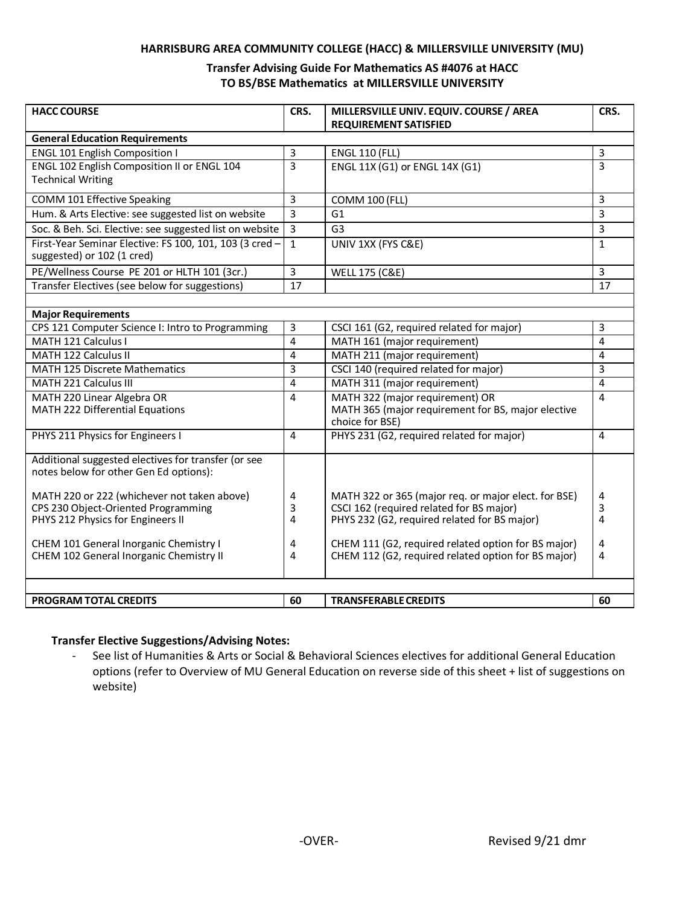**HARRISBURG AREA COMMUNITY COLLEGE (HACC) & MILLERSVILLE UNIVERSITY (MU)**

**Transfer Advising Guide For Mathematics AS #4076 at HACC TO BS/BSE Mathematics at MILLERSVILLE UNIVERSITY**

| HACC COURSE | CRS. | MILLERSVILLE UNIV. EQUIV. COURSE / AREA REQUIREMENT SATISFIED | CRS. |
|---|---|---|---|
| **General Education Requirements** | | | |
| ENGL 101 English Composition I | 3 | ENGL 110 (FLL) | 3 |
| ENGL 102 English Composition II or ENGL 104 Technical Writing | 3 | ENGL 11X (G1) or ENGL 14X (G1) | 3 |
| COMM 101 Effective Speaking | 3 | COMM 100 (FLL) | 3 |
| Hum. & Arts Elective: see suggested list on website | 3 | G1 | 3 |
| Soc. & Beh. Sci. Elective: see suggested list on website | 3 | G3 | 3 |
| First-Year Seminar Elective: FS 100, 101, 103 (3 cred – suggested) or 102 (1 cred) | 1 | UNIV 1XX (FYS C&E) | 1 |
| PE/Wellness Course PE 201 or HLTH 101 (3cr.) | 3 | WELL 175 (C&E) | 3 |
| Transfer Electives (see below for suggestions) | 17 | | 17 |
| | | | |
| **Major Requirements** | | | |
| CPS 121 Computer Science I: Intro to Programming | 3 | CSCI 161 (G2, required related for major) | 3 |
| MATH 121 Calculus I | 4 | MATH 161 (major requirement) | 4 |
| MATH 122 Calculus II | 4 | MATH 211 (major requirement) | 4 |
| MATH 125 Discrete Mathematics | 3 | CSCI 140 (required related for major) | 3 |
| MATH 221 Calculus III | 4 | MATH 311 (major requirement) | 4 |
| MATH 220 Linear Algebra OR MATH 222 Differential Equations | 4 | MATH 322 (major requirement) OR MATH 365 (major requirement for BS, major elective choice for BSE) | 4 |
| PHYS 211 Physics for Engineers I | 4 | PHYS 231 (G2, required related for major) | 4 |
| Additional suggested electives for transfer (or see notes below for other Gen Ed options): | | | |
| MATH 220 or 222 (whichever not taken above) | 4 | MATH 322 or 365 (major req. or major elect. for BSE) | 4 |
| CPS 230 Object-Oriented Programming | 3 | CSCI 162 (required related for BS major) | 3 |
| PHYS 212 Physics for Engineers II | 4 | PHYS 232 (G2, required related for BS major) | 4 |
| CHEM 101 General Inorganic Chemistry I | 4 | CHEM 111 (G2, required related option for BS major) | 4 |
| CHEM 102 General Inorganic Chemistry II | 4 | CHEM 112 (G2, required related option for BS major) | 4 |
| | | | |
| **PROGRAM TOTAL CREDITS** | **60** | **TRANSFERABLE CREDITS** | **60** |

**Transfer Elective Suggestions/Advising Notes:**

- See list of Humanities & Arts or Social & Behavioral Sciences electives for additional General Education options (refer to Overview of MU General Education on reverse side of this sheet + list of suggestions on website)

-OVER-

Revised 9/21 dmr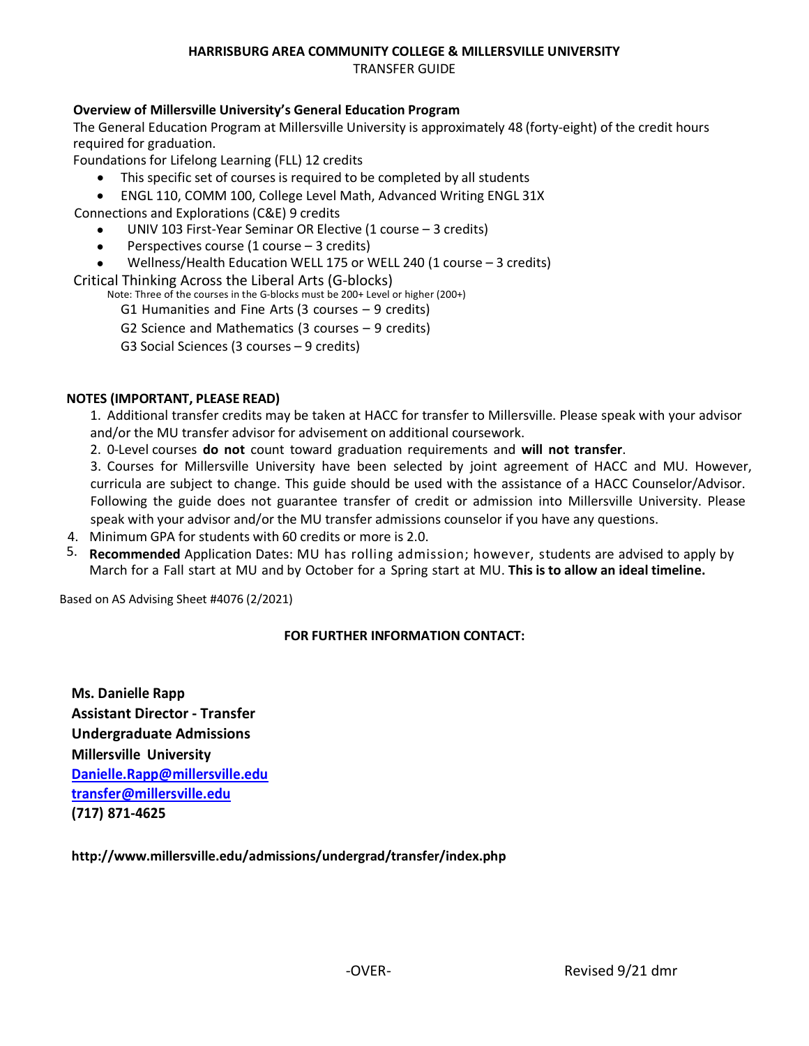**HARRISBURG AREA COMMUNITY COLLEGE & MILLERSVILLE UNIVERSITY**

TRANSFER GUIDE

**Overview of Millersville University's General Education Program**

The General Education Program at Millersville University is approximately 48 (forty-eight) of the credit hours required for graduation.

Foundations for Lifelong Learning (FLL) 12 credits

- This specific set of courses is required to be completed by all students
- ENGL 110, COMM 100, College Level Math, Advanced Writing ENGL 31X

Connections and Explorations (C&E) 9 credits

- UNIV 103 First-Year Seminar OR Elective (1 course – 3 credits)
- Perspectives course (1 course – 3 credits)
- Wellness/Health Education WELL 175 or WELL 240 (1 course – 3 credits)

Critical Thinking Across the Liberal Arts (G-blocks)

Note: Three of the courses in the G-blocks must be 200+ Level or higher (200+)

G1 Humanities and Fine Arts (3 courses – 9 credits)

G2 Science and Mathematics (3 courses – 9 credits)

G3 Social Sciences (3 courses – 9 credits)

**NOTES (IMPORTANT, PLEASE READ)**

1. Additional transfer credits may be taken at HACC for transfer to Millersville. Please speak with your advisor and/or the MU transfer advisor for advisement on additional coursework.
2. 0-Level courses **do not** count toward graduation requirements and **will not transfer**.
3. Courses for Millersville University have been selected by joint agreement of HACC and MU. However, curricula are subject to change. This guide should be used with the assistance of a HACC Counselor/Advisor. Following the guide does not guarantee transfer of credit or admission into Millersville University. Please speak with your advisor and/or the MU transfer admissions counselor if you have any questions.
4. Minimum GPA for students with 60 credits or more is 2.0.
5. **Recommended** Application Dates: MU has rolling admission; however, students are advised to apply by March for a Fall start at MU and by October for a Spring start at MU. **This is to allow an ideal timeline.**

Based on AS Advising Sheet #4076 (2/2021)

**FOR FURTHER INFORMATION CONTACT:**

**Ms. Danielle Rapp**
**Assistant Director - Transfer**
**Undergraduate Admissions**
**Millersville University**
**Danielle.Rapp@millersville.edu**
**transfer@millersville.edu**
**(717) 871-4625**

**http://www.millersville.edu/admissions/undergrad/transfer/index.php**

-OVER-

Revised 9/21 dmr